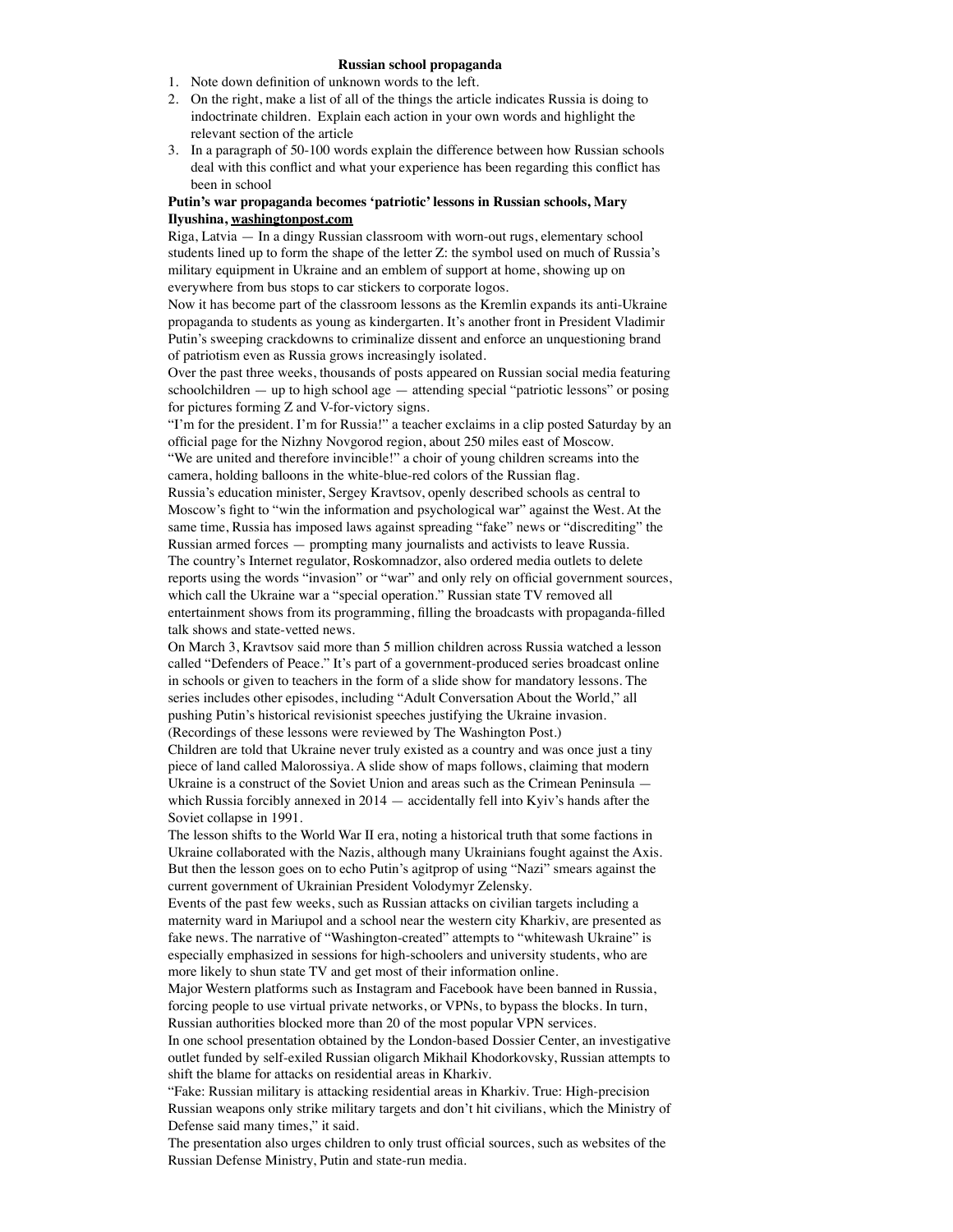**Russian school propaganda**

1. Note down definition of unknown words to the left.
2. On the right, make a list of all of the things the article indicates Russia is doing to indoctrinate children. Explain each action in your own words and highlight the relevant section of the article
3. In a paragraph of 50-100 words explain the difference between how Russian schools deal with this conflict and what your experience has been regarding this conflict has been in school

**Putin's war propaganda becomes 'patriotic' lessons in Russian schools, Mary Ilyushina, washingtonpost.com**

Riga, Latvia — In a dingy Russian classroom with worn-out rugs, elementary school students lined up to form the shape of the letter Z: the symbol used on much of Russia's military equipment in Ukraine and an emblem of support at home, showing up on everywhere from bus stops to car stickers to corporate logos.

Now it has become part of the classroom lessons as the Kremlin expands its anti-Ukraine propaganda to students as young as kindergarten. It's another front in President Vladimir Putin's sweeping crackdowns to criminalize dissent and enforce an unquestioning brand of patriotism even as Russia grows increasingly isolated.

Over the past three weeks, thousands of posts appeared on Russian social media featuring schoolchildren — up to high school age — attending special "patriotic lessons" or posing for pictures forming Z and V-for-victory signs.

"I'm for the president. I'm for Russia!" a teacher exclaims in a clip posted Saturday by an official page for the Nizhny Novgorod region, about 250 miles east of Moscow.

"We are united and therefore invincible!" a choir of young children screams into the camera, holding balloons in the white-blue-red colors of the Russian flag.

Russia's education minister, Sergey Kravtsov, openly described schools as central to Moscow's fight to "win the information and psychological war" against the West. At the same time, Russia has imposed laws against spreading "fake" news or "discrediting" the Russian armed forces — prompting many journalists and activists to leave Russia.

The country's Internet regulator, Roskomnadzor, also ordered media outlets to delete reports using the words "invasion" or "war" and only rely on official government sources, which call the Ukraine war a "special operation." Russian state TV removed all entertainment shows from its programming, filling the broadcasts with propaganda-filled talk shows and state-vetted news.

On March 3, Kravtsov said more than 5 million children across Russia watched a lesson called "Defenders of Peace." It's part of a government-produced series broadcast online in schools or given to teachers in the form of a slide show for mandatory lessons. The series includes other episodes, including "Adult Conversation About the World," all pushing Putin's historical revisionist speeches justifying the Ukraine invasion. (Recordings of these lessons were reviewed by The Washington Post.)

Children are told that Ukraine never truly existed as a country and was once just a tiny piece of land called Malorossiya. A slide show of maps follows, claiming that modern Ukraine is a construct of the Soviet Union and areas such as the Crimean Peninsula — which Russia forcibly annexed in 2014 — accidentally fell into Kyiv's hands after the Soviet collapse in 1991.

The lesson shifts to the World War II era, noting a historical truth that some factions in Ukraine collaborated with the Nazis, although many Ukrainians fought against the Axis. But then the lesson goes on to echo Putin's agitprop of using "Nazi" smears against the current government of Ukrainian President Volodymyr Zelensky.

Events of the past few weeks, such as Russian attacks on civilian targets including a maternity ward in Mariupol and a school near the western city Kharkiv, are presented as fake news. The narrative of "Washington-created" attempts to "whitewash Ukraine" is especially emphasized in sessions for high-schoolers and university students, who are more likely to shun state TV and get most of their information online.

Major Western platforms such as Instagram and Facebook have been banned in Russia, forcing people to use virtual private networks, or VPNs, to bypass the blocks. In turn, Russian authorities blocked more than 20 of the most popular VPN services.

In one school presentation obtained by the London-based Dossier Center, an investigative outlet funded by self-exiled Russian oligarch Mikhail Khodorkovsky, Russian attempts to shift the blame for attacks on residential areas in Kharkiv.

"Fake: Russian military is attacking residential areas in Kharkiv. True: High-precision Russian weapons only strike military targets and don't hit civilians, which the Ministry of Defense said many times," it said.

The presentation also urges children to only trust official sources, such as websites of the Russian Defense Ministry, Putin and state-run media.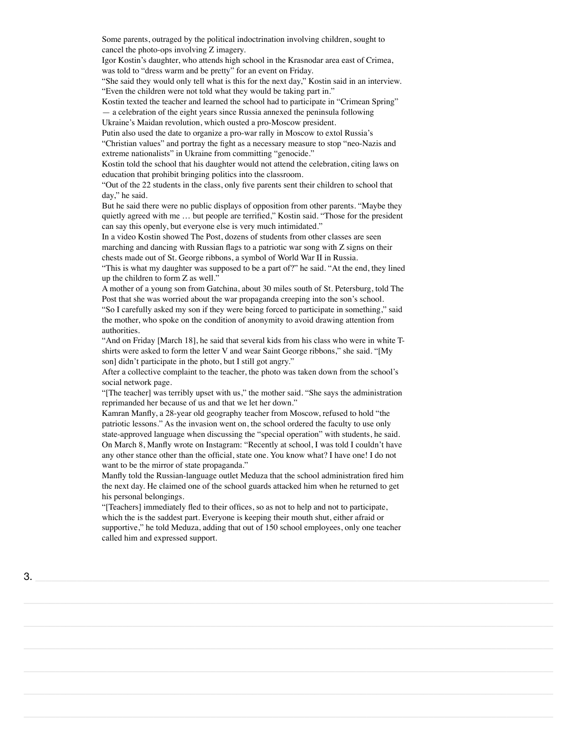Some parents, outraged by the political indoctrination involving children, sought to cancel the photo-ops involving Z imagery.

Igor Kostin's daughter, who attends high school in the Krasnodar area east of Crimea, was told to "dress warm and be pretty" for an event on Friday.

"She said they would only tell what is this for the next day," Kostin said in an interview. "Even the children were not told what they would be taking part in."

Kostin texted the teacher and learned the school had to participate in "Crimean Spring" — a celebration of the eight years since Russia annexed the peninsula following Ukraine's Maidan revolution, which ousted a pro-Moscow president.

Putin also used the date to organize a pro-war rally in Moscow to extol Russia's "Christian values" and portray the fight as a necessary measure to stop "neo-Nazis and extreme nationalists" in Ukraine from committing "genocide."

Kostin told the school that his daughter would not attend the celebration, citing laws on education that prohibit bringing politics into the classroom.

"Out of the 22 students in the class, only five parents sent their children to school that day," he said.

But he said there were no public displays of opposition from other parents. "Maybe they quietly agreed with me … but people are terrified," Kostin said. "Those for the president can say this openly, but everyone else is very much intimidated."

In a video Kostin showed The Post, dozens of students from other classes are seen marching and dancing with Russian flags to a patriotic war song with Z signs on their chests made out of St. George ribbons, a symbol of World War II in Russia.

"This is what my daughter was supposed to be a part of?" he said. "At the end, they lined up the children to form Z as well."

A mother of a young son from Gatchina, about 30 miles south of St. Petersburg, told The Post that she was worried about the war propaganda creeping into the son's school.

"So I carefully asked my son if they were being forced to participate in something," said the mother, who spoke on the condition of anonymity to avoid drawing attention from authorities.

"And on Friday [March 18], he said that several kids from his class who were in white T-shirts were asked to form the letter V and wear Saint George ribbons," she said. "[My son] didn't participate in the photo, but I still got angry."

After a collective complaint to the teacher, the photo was taken down from the school's social network page.

"[The teacher] was terribly upset with us," the mother said. "She says the administration reprimanded her because of us and that we let her down."

Kamran Manfly, a 28-year old geography teacher from Moscow, refused to hold "the patriotic lessons." As the invasion went on, the school ordered the faculty to use only state-approved language when discussing the "special operation" with students, he said.

On March 8, Manfly wrote on Instagram: "Recently at school, I was told I couldn't have any other stance other than the official, state one. You know what? I have one! I do not want to be the mirror of state propaganda."

Manfly told the Russian-language outlet Meduza that the school administration fired him the next day. He claimed one of the school guards attacked him when he returned to get his personal belongings.

"[Teachers] immediately fled to their offices, so as not to help and not to participate, which the is the saddest part. Everyone is keeping their mouth shut, either afraid or supportive," he told Meduza, adding that out of 150 school employees, only one teacher called him and expressed support.

3. ____________________________________________